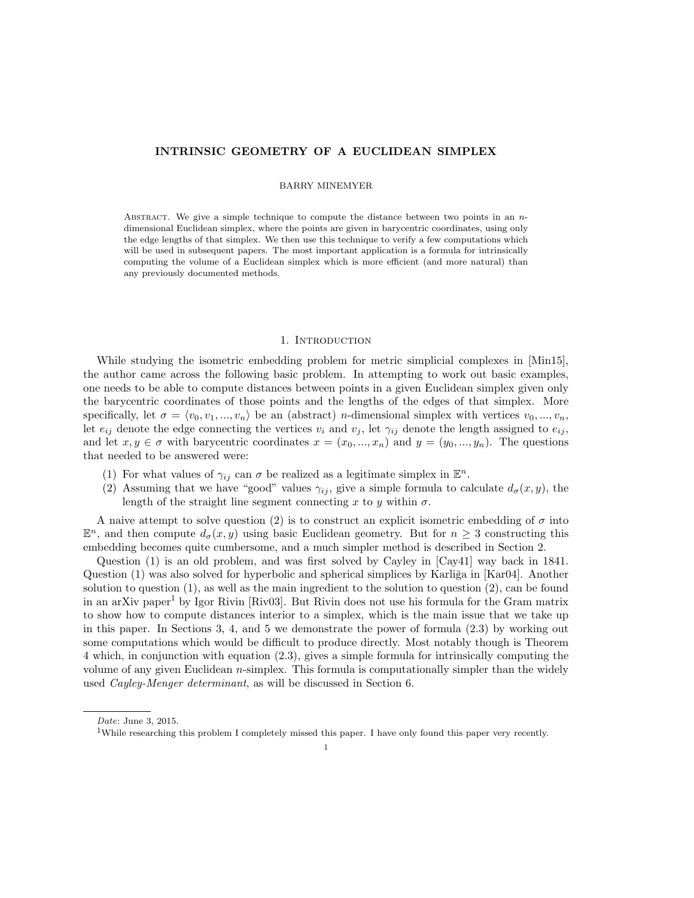# INTRINSIC GEOMETRY OF A EUCLIDEAN SIMPLEX

BARRY MINEMYER

Abstract. We give a simple technique to compute the distance between two points in an $n$-dimensional Euclidean simplex, where the points are given in barycentric coordinates, using only the edge lengths of that simplex. We then use this technique to verify a few computations which will be used in subsequent papers. The most important application is a formula for intrinsically computing the volume of a Euclidean simplex which is more efficient (and more natural) than any previously documented methods.

## 1. Introduction

While studying the isometric embedding problem for metric simplicial complexes in [Min15], the author came across the following basic problem. In attempting to work out basic examples, one needs to be able to compute distances between points in a given Euclidean simplex given only the barycentric coordinates of those points and the lengths of the edges of that simplex. More specifically, let $\sigma = \langle v_0, v_1, ..., v_n \rangle$ be an (abstract) $n$-dimensional simplex with vertices $v_0, ..., v_n$, let $e_{ij}$ denote the edge connecting the vertices $v_i$ and $v_j$, let $\gamma_{ij}$ denote the length assigned to $e_{ij}$, and let $x, y \in \sigma$ with barycentric coordinates $x = (x_0, ..., x_n)$ and $y = (y_0, ..., y_n)$. The questions that needed to be answered were:

(1) For what values of $\gamma_{ij}$ can $\sigma$ be realized as a legitimate simplex in $\mathbb{E}^n$.
(2) Assuming that we have "good" values $\gamma_{ij}$, give a simple formula to calculate $d_\sigma(x, y)$, the length of the straight line segment connecting $x$ to $y$ within $\sigma$.

A naive attempt to solve question (2) is to construct an explicit isometric embedding of $\sigma$ into $\mathbb{E}^n$, and then compute $d_\sigma(x, y)$ using basic Euclidean geometry. But for $n \geq 3$ constructing this embedding becomes quite cumbersome, and a much simpler method is described in Section 2.

Question (1) is an old problem, and was first solved by Cayley in [Cay41] way back in 1841. Question (1) was also solved for hyperbolic and spherical simplices by Karliğa in [Kar04]. Another solution to question (1), as well as the main ingredient to the solution to question (2), can be found in an arXiv paper[1] by Igor Rivin [Riv03]. But Rivin does not use his formula for the Gram matrix to show how to compute distances interior to a simplex, which is the main issue that we take up in this paper. In Sections 3, 4, and 5 we demonstrate the power of formula (2.3) by working out some computations which would be difficult to produce directly. Most notably though is Theorem 4 which, in conjunction with equation (2.3), gives a simple formula for intrinsically computing the volume of any given Euclidean $n$-simplex. This formula is computationally simpler than the widely used *Cayley-Menger determinant*, as will be discussed in Section 6.

*Date*: June 3, 2015.

[1]While researching this problem I completely missed this paper. I have only found this paper very recently.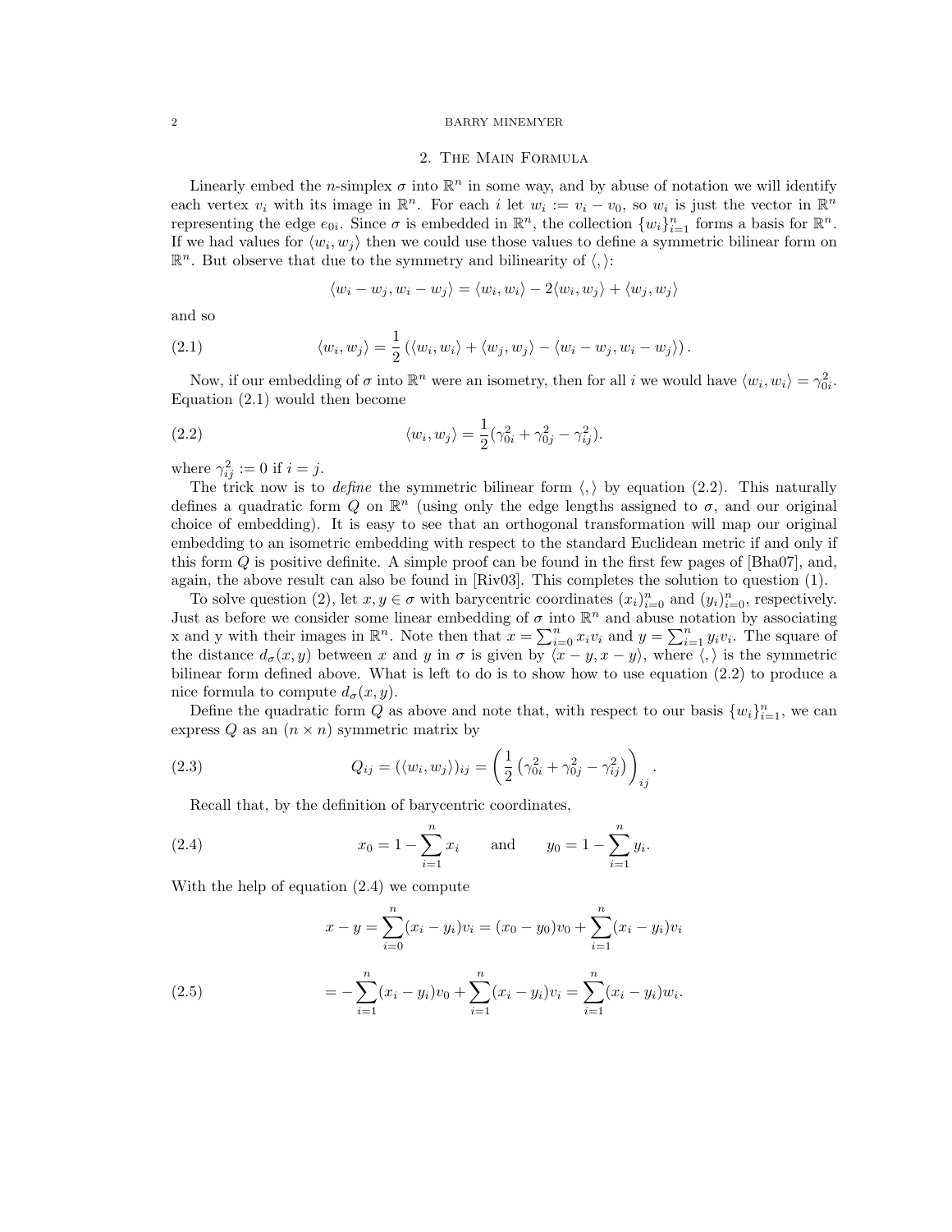## 2. The Main Formula

Linearly embed the $n$-simplex $\sigma$ into $\mathbb{R}^n$ in some way, and by abuse of notation we will identify each vertex $v_i$ with its image in $\mathbb{R}^n$. For each $i$ let $w_i := v_i - v_0$, so $w_i$ is just the vector in $\mathbb{R}^n$ representing the edge $e_{0i}$. Since $\sigma$ is embedded in $\mathbb{R}^n$, the collection $\{w_i\}_{i=1}^n$ forms a basis for $\mathbb{R}^n$. If we had values for $\langle w_i, w_j\rangle$ then we could use those values to define a symmetric bilinear form on $\mathbb{R}^n$. But observe that due to the symmetry and bilinearity of $\langle , \rangle$:

$$\langle w_i - w_j, w_i - w_j\rangle = \langle w_i, w_i\rangle - 2\langle w_i, w_j\rangle + \langle w_j, w_j\rangle$$

and so

$$\langle w_i, w_j\rangle = \frac{1}{2}\left(\langle w_i, w_i\rangle + \langle w_j, w_j\rangle - \langle w_i - w_j, w_i - w_j\rangle\right). \tag{2.1}$$

Now, if our embedding of $\sigma$ into $\mathbb{R}^n$ were an isometry, then for all $i$ we would have $\langle w_i, w_i\rangle = \gamma_{0i}^2$. Equation (2.1) would then become

$$\langle w_i, w_j\rangle = \frac{1}{2}(\gamma_{0i}^2 + \gamma_{0j}^2 - \gamma_{ij}^2). \tag{2.2}$$

where $\gamma_{ij}^2 := 0$ if $i = j$.

The trick now is to *define* the symmetric bilinear form $\langle , \rangle$ by equation (2.2). This naturally defines a quadratic form $Q$ on $\mathbb{R}^n$ (using only the edge lengths assigned to $\sigma$, and our original choice of embedding). It is easy to see that an orthogonal transformation will map our original embedding to an isometric embedding with respect to the standard Euclidean metric if and only if this form $Q$ is positive definite. A simple proof can be found in the first few pages of [Bha07], and, again, the above result can also be found in [Riv03]. This completes the solution to question (1).

To solve question (2), let $x, y \in \sigma$ with barycentric coordinates $(x_i)_{i=0}^n$ and $(y_i)_{i=0}^n$, respectively. Just as before we consider some linear embedding of $\sigma$ into $\mathbb{R}^n$ and abuse notation by associating x and y with their images in $\mathbb{R}^n$. Note then that $x = \sum_{i=0}^n x_i v_i$ and $y = \sum_{i=1}^n y_i v_i$. The square of the distance $d_\sigma(x, y)$ between $x$ and $y$ in $\sigma$ is given by $\langle x - y, x - y\rangle$, where $\langle , \rangle$ is the symmetric bilinear form defined above. What is left to do is to show how to use equation (2.2) to produce a nice formula to compute $d_\sigma(x, y)$.

Define the quadratic form $Q$ as above and note that, with respect to our basis $\{w_i\}_{i=1}^n$, we can express $Q$ as an $(n \times n)$ symmetric matrix by

$$Q_{ij} = (\langle w_i, w_j\rangle)_{ij} = \left(\frac{1}{2}\left(\gamma_{0i}^2 + \gamma_{0j}^2 - \gamma_{ij}^2\right)\right)_{ij}. \tag{2.3}$$

Recall that, by the definition of barycentric coordinates,

$$x_0 = 1 - \sum_{i=1}^n x_i \qquad \text{and} \qquad y_0 = 1 - \sum_{i=1}^n y_i. \tag{2.4}$$

With the help of equation (2.4) we compute

$$x - y = \sum_{i=0}^n (x_i - y_i)v_i = (x_0 - y_0)v_0 + \sum_{i=1}^n (x_i - y_i)v_i$$

$$= -\sum_{i=1}^n (x_i - y_i)v_0 + \sum_{i=1}^n (x_i - y_i)v_i = \sum_{i=1}^n (x_i - y_i)w_i. \tag{2.5}$$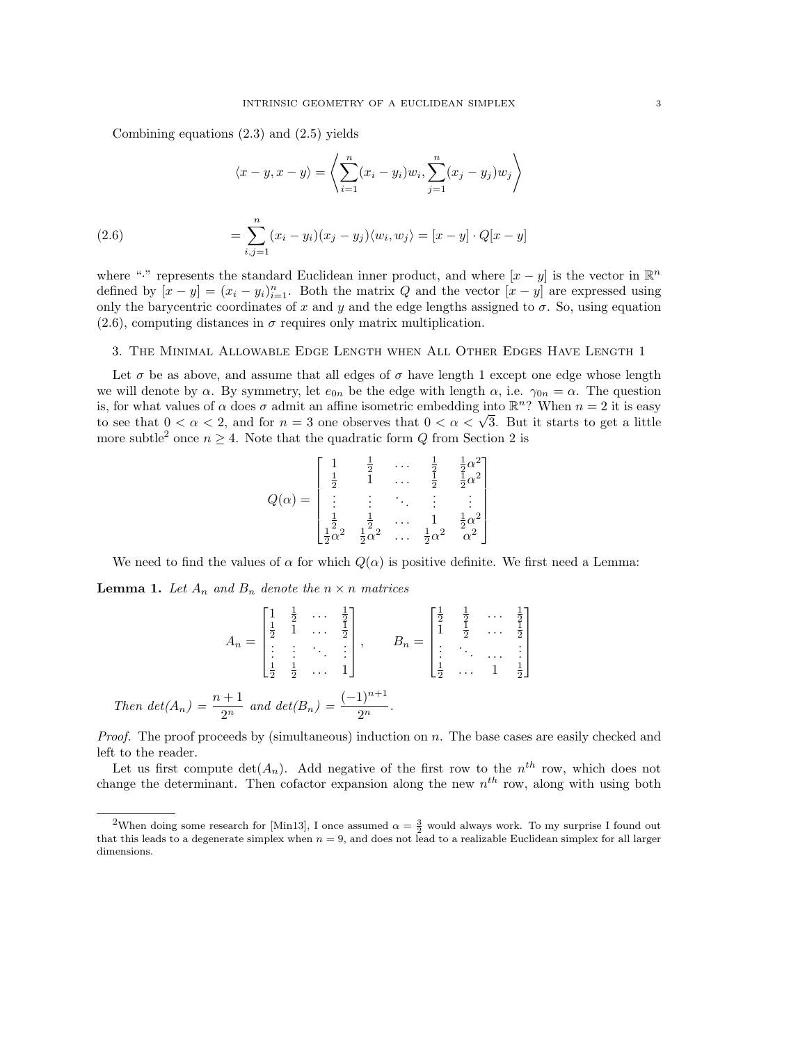Combining equations (2.3) and (2.5) yields

$$\langle x-y, x-y\rangle = \left\langle \sum_{i=1}^{n}(x_i-y_i)w_i, \sum_{j=1}^{n}(x_j-y_j)w_j \right\rangle$$

$$= \sum_{i,j=1}^{n}(x_i-y_i)(x_j-y_j)\langle w_i, w_j\rangle = [x-y]\cdot Q[x-y] \tag{2.6}$$

where "$\cdot$" represents the standard Euclidean inner product, and where $[x-y]$ is the vector in $\mathbb{R}^n$ defined by $[x-y] = (x_i-y_i)_{i=1}^{n}$. Both the matrix $Q$ and the vector $[x-y]$ are expressed using only the barycentric coordinates of $x$ and $y$ and the edge lengths assigned to $\sigma$. So, using equation (2.6), computing distances in $\sigma$ requires only matrix multiplication.

## 3. The Minimal Allowable Edge Length when All Other Edges Have Length 1

Let $\sigma$ be as above, and assume that all edges of $\sigma$ have length 1 except one edge whose length we will denote by $\alpha$. By symmetry, let $e_{0n}$ be the edge with length $\alpha$, i.e. $\gamma_{0n} = \alpha$. The question is, for what values of $\alpha$ does $\sigma$ admit an affine isometric embedding into $\mathbb{R}^n$? When $n = 2$ it is easy to see that $0 < \alpha < 2$, and for $n = 3$ one observes that $0 < \alpha < \sqrt{3}$. But it starts to get a little more subtle[2] once $n \geq 4$. Note that the quadratic form $Q$ from Section 2 is

$$Q(\alpha) = \begin{bmatrix} 1 & \frac{1}{2} & \dots & \frac{1}{2} & \frac{1}{2}\alpha^2 \\ \frac{1}{2} & 1 & \dots & \frac{1}{2} & \frac{1}{2}\alpha^2 \\ \vdots & \vdots & \ddots & \vdots & \vdots \\ \frac{1}{2} & \frac{1}{2} & \dots & 1 & \frac{1}{2}\alpha^2 \\ \frac{1}{2}\alpha^2 & \frac{1}{2}\alpha^2 & \dots & \frac{1}{2}\alpha^2 & \alpha^2 \end{bmatrix}$$

We need to find the values of $\alpha$ for which $Q(\alpha)$ is positive definite. We first need a Lemma:

**Lemma 1.** *Let $A_n$ and $B_n$ denote the $n \times n$ matrices*

$$A_n = \begin{bmatrix} 1 & \frac{1}{2} & \dots & \frac{1}{2} \\ \frac{1}{2} & 1 & \dots & \frac{1}{2} \\ \vdots & \vdots & \ddots & \vdots \\ \frac{1}{2} & \frac{1}{2} & \dots & 1 \end{bmatrix}, \qquad B_n = \begin{bmatrix} \frac{1}{2} & \frac{1}{2} & \dots & \frac{1}{2} \\ 1 & \frac{1}{2} & \dots & \frac{1}{2} \\ \vdots & \ddots & \dots & \vdots \\ \frac{1}{2} & \dots & 1 & \frac{1}{2} \end{bmatrix}$$

*Then $det(A_n) = \dfrac{n+1}{2^n}$ and $det(B_n) = \dfrac{(-1)^{n+1}}{2^n}$.*

*Proof.* The proof proceeds by (simultaneous) induction on $n$. The base cases are easily checked and left to the reader.

Let us first compute $\det(A_n)$. Add negative of the first row to the $n^{th}$ row, which does not change the determinant. Then cofactor expansion along the new $n^{th}$ row, along with using both

[2] When doing some research for [Min13], I once assumed $\alpha = \frac{3}{2}$ would always work. To my surprise I found out that this leads to a degenerate simplex when $n = 9$, and does not lead to a realizable Euclidean simplex for all larger dimensions.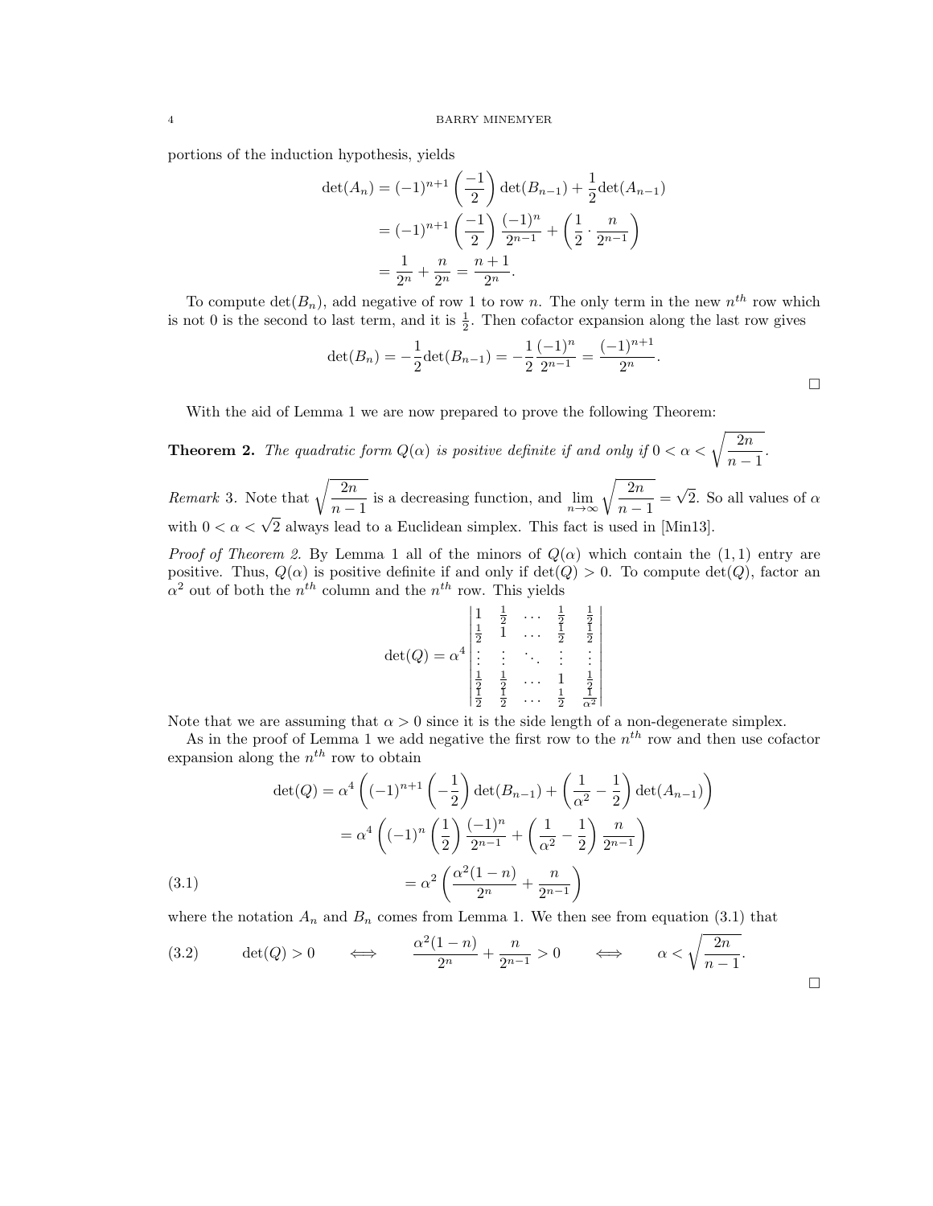portions of the induction hypothesis, yields

$$
\begin{aligned}
\det(A_n) &= (-1)^{n+1}\left(\frac{-1}{2}\right)\det(B_{n-1}) + \frac{1}{2}\det(A_{n-1}) \\
&= (-1)^{n+1}\left(\frac{-1}{2}\right)\frac{(-1)^n}{2^{n-1}} + \left(\frac{1}{2}\cdot\frac{n}{2^{n-1}}\right) \\
&= \frac{1}{2^n} + \frac{n}{2^n} = \frac{n+1}{2^n}.
\end{aligned}
$$

To compute $\det(B_n)$, add negative of row 1 to row $n$. The only term in the new $n^{th}$ row which is not 0 is the second to last term, and it is $\frac{1}{2}$. Then cofactor expansion along the last row gives

$$
\det(B_n) = -\frac{1}{2}\det(B_{n-1}) = -\frac{1}{2}\frac{(-1)^n}{2^{n-1}} = \frac{(-1)^{n+1}}{2^n}.
$$

□

With the aid of Lemma 1 we are now prepared to prove the following Theorem:

**Theorem 2.** *The quadratic form $Q(\alpha)$ is positive definite if and only if $0 < \alpha < \sqrt{\dfrac{2n}{n-1}}$.*

*Remark* 3. Note that $\sqrt{\dfrac{2n}{n-1}}$ is a decreasing function, and $\lim\limits_{n\to\infty}\sqrt{\dfrac{2n}{n-1}} = \sqrt{2}$. So all values of $\alpha$ with $0 < \alpha < \sqrt{2}$ always lead to a Euclidean simplex. This fact is used in [Min13].

*Proof of Theorem 2.* By Lemma 1 all of the minors of $Q(\alpha)$ which contain the $(1,1)$ entry are positive. Thus, $Q(\alpha)$ is positive definite if and only if $\det(Q) > 0$. To compute $\det(Q)$, factor an $\alpha^2$ out of both the $n^{th}$ column and the $n^{th}$ row. This yields

$$
\det(Q) = \alpha^4 \begin{vmatrix}
1 & \frac{1}{2} & \dots & \frac{1}{2} & \frac{1}{2} \\
\frac{1}{2} & 1 & \dots & \frac{1}{2} & \frac{1}{2} \\
\vdots & \vdots & \ddots & \vdots & \vdots \\
\frac{1}{2} & \frac{1}{2} & \dots & 1 & \frac{1}{2} \\
\frac{1}{2} & \frac{1}{2} & \dots & \frac{1}{2} & \frac{1}{\alpha^2}
\end{vmatrix}
$$

Note that we are assuming that $\alpha > 0$ since it is the side length of a non-degenerate simplex.

As in the proof of Lemma 1 we add negative the first row to the $n^{th}$ row and then use cofactor expansion along the $n^{th}$ row to obtain

$$
\begin{aligned}
\det(Q) &= \alpha^4\left((-1)^{n+1}\left(-\frac{1}{2}\right)\det(B_{n-1}) + \left(\frac{1}{\alpha^2} - \frac{1}{2}\right)\det(A_{n-1})\right) \\
&= \alpha^4\left((-1)^n\left(\frac{1}{2}\right)\frac{(-1)^n}{2^{n-1}} + \left(\frac{1}{\alpha^2} - \frac{1}{2}\right)\frac{n}{2^{n-1}}\right) \\
&= \alpha^2\left(\frac{\alpha^2(1-n)}{2^n} + \frac{n}{2^{n-1}}\right) \qquad (3.1)
\end{aligned}
$$

where the notation $A_n$ and $B_n$ comes from Lemma 1. We then see from equation (3.1) that

$$
\det(Q) > 0 \quad \iff \quad \frac{\alpha^2(1-n)}{2^n} + \frac{n}{2^{n-1}} > 0 \quad \iff \quad \alpha < \sqrt{\frac{2n}{n-1}}. \qquad (3.2)
$$

□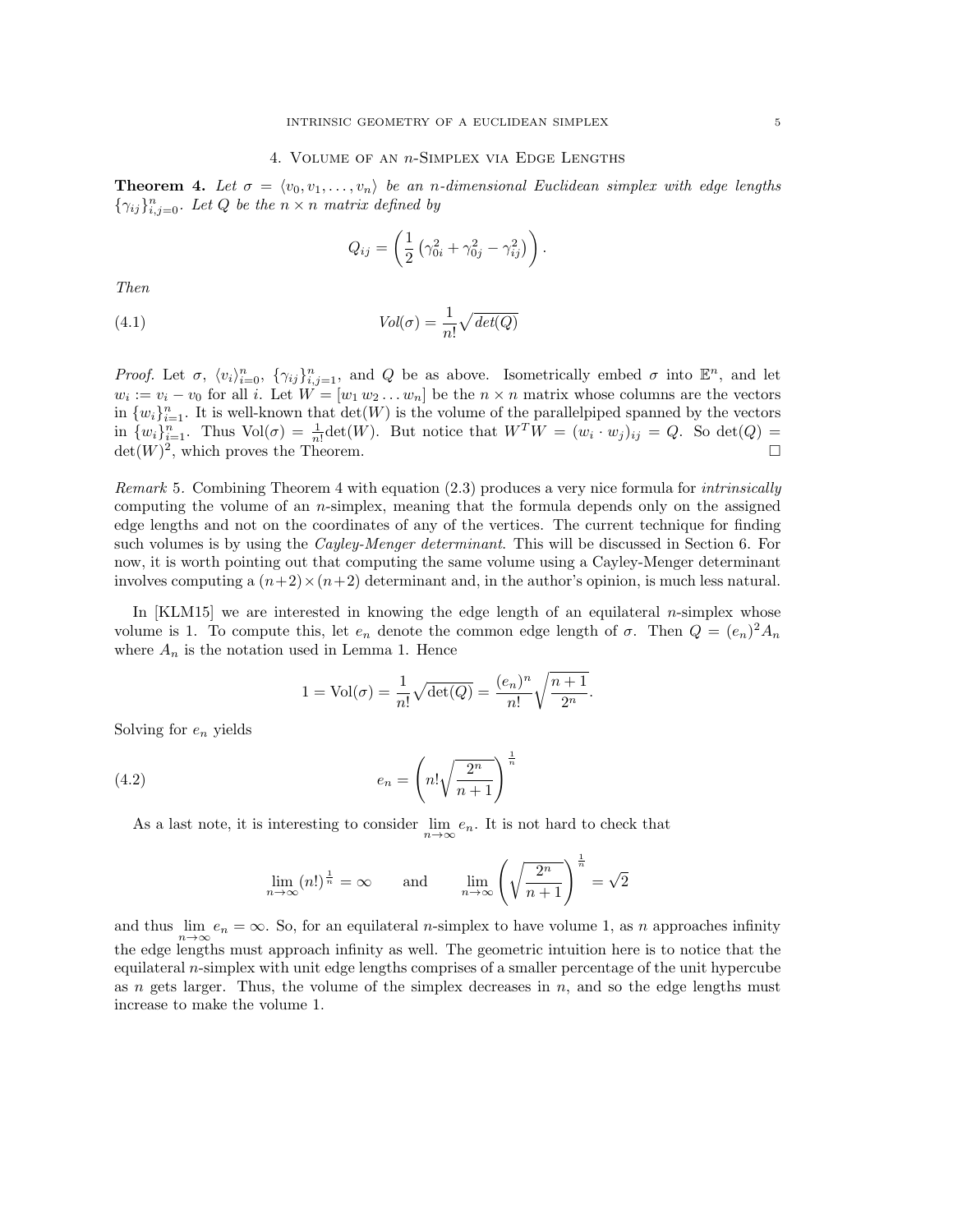## 4. Volume of an $n$-Simplex via Edge Lengths

**Theorem 4.** *Let $\sigma = \langle v_0, v_1, \ldots, v_n \rangle$ be an $n$-dimensional Euclidean simplex with edge lengths $\{\gamma_{ij}\}_{i,j=0}^n$. Let $Q$ be the $n \times n$ matrix defined by*

$$Q_{ij} = \left( \frac{1}{2} \left( \gamma_{0i}^2 + \gamma_{0j}^2 - \gamma_{ij}^2 \right) \right).$$

*Then*

$$Vol(\sigma) = \frac{1}{n!} \sqrt{det(Q)} \tag{4.1}$$

*Proof.* Let $\sigma$, $\langle v_i \rangle_{i=0}^n$, $\{\gamma_{ij}\}_{i,j=1}^n$, and $Q$ be as above. Isometrically embed $\sigma$ into $\mathbb{E}^n$, and let $w_i := v_i - v_0$ for all $i$. Let $W = [w_1 \, w_2 \ldots w_n]$ be the $n \times n$ matrix whose columns are the vectors in $\{w_i\}_{i=1}^n$. It is well-known that $\det(W)$ is the volume of the parallelpiped spanned by the vectors in $\{w_i\}_{i=1}^n$. Thus $\text{Vol}(\sigma) = \frac{1}{n!}\det(W)$. But notice that $W^T W = (w_i \cdot w_j)_{ij} = Q$. So $\det(Q) = \det(W)^2$, which proves the Theorem. □

*Remark* 5. Combining Theorem 4 with equation (2.3) produces a very nice formula for *intrinsically* computing the volume of an $n$-simplex, meaning that the formula depends only on the assigned edge lengths and not on the coordinates of any of the vertices. The current technique for finding such volumes is by using the *Cayley-Menger determinant*. This will be discussed in Section 6. For now, it is worth pointing out that computing the same volume using a Cayley-Menger determinant involves computing a $(n+2) \times (n+2)$ determinant and, in the author's opinion, is much less natural.

In [KLM15] we are interested in knowing the edge length of an equilateral $n$-simplex whose volume is 1. To compute this, let $e_n$ denote the common edge length of $\sigma$. Then $Q = (e_n)^2 A_n$ where $A_n$ is the notation used in Lemma 1. Hence

$$1 = \text{Vol}(\sigma) = \frac{1}{n!} \sqrt{\det(Q)} = \frac{(e_n)^n}{n!} \sqrt{\frac{n+1}{2^n}}.$$

Solving for $e_n$ yields

$$e_n = \left( n! \sqrt{\frac{2^n}{n+1}} \right)^{\frac{1}{n}} \tag{4.2}$$

As a last note, it is interesting to consider $\lim_{n \to \infty} e_n$. It is not hard to check that

$$\lim_{n \to \infty} (n!)^{\frac{1}{n}} = \infty \qquad \text{and} \qquad \lim_{n \to \infty} \left( \sqrt{\frac{2^n}{n+1}} \right)^{\frac{1}{n}} = \sqrt{2}$$

and thus $\lim_{n \to \infty} e_n = \infty$. So, for an equilateral $n$-simplex to have volume 1, as $n$ approaches infinity the edge lengths must approach infinity as well. The geometric intuition here is to notice that the equilateral $n$-simplex with unit edge lengths comprises of a smaller percentage of the unit hypercube as $n$ gets larger. Thus, the volume of the simplex decreases in $n$, and so the edge lengths must increase to make the volume 1.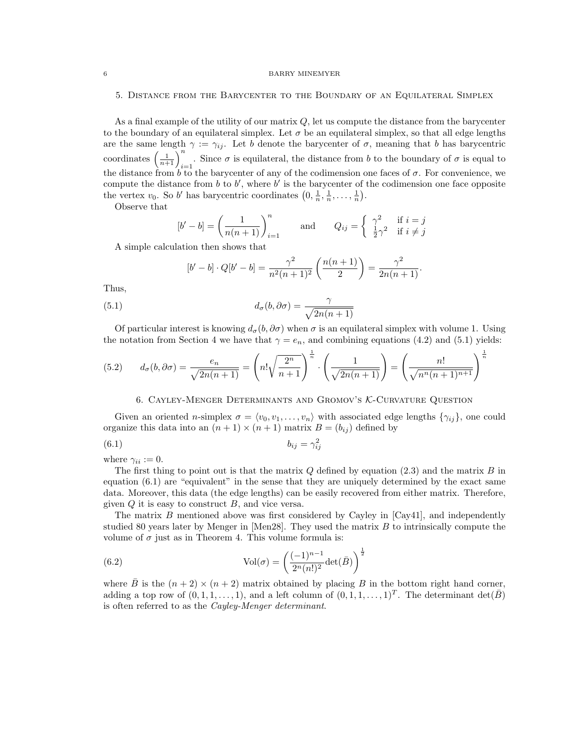## 5. Distance from the Barycenter to the Boundary of an Equilateral Simplex

As a final example of the utility of our matrix $Q$, let us compute the distance from the barycenter to the boundary of an equilateral simplex. Let $\sigma$ be an equilateral simplex, so that all edge lengths are the same length $\gamma := \gamma_{ij}$. Let $b$ denote the barycenter of $\sigma$, meaning that $b$ has barycentric coordinates $\left(\frac{1}{n+1}\right)_{i=1}^{n}$. Since $\sigma$ is equilateral, the distance from $b$ to the boundary of $\sigma$ is equal to the distance from $b$ to the barycenter of any of the codimension one faces of $\sigma$. For convenience, we compute the distance from $b$ to $b'$, where $b'$ is the barycenter of the codimension one face opposite the vertex $v_0$. So $b'$ has barycentric coordinates $\left(0, \frac{1}{n}, \frac{1}{n}, \ldots, \frac{1}{n}\right)$.

Observe that

$$[b' - b] = \left(\frac{1}{n(n+1)}\right)_{i=1}^{n} \qquad \text{and} \qquad Q_{ij} = \begin{cases} \gamma^2 & \text{if } i = j \\ \frac{1}{2}\gamma^2 & \text{if } i \neq j \end{cases}$$

A simple calculation then shows that

$$[b' - b] \cdot Q[b' - b] = \frac{\gamma^2}{n^2(n+1)^2}\left(\frac{n(n+1)}{2}\right) = \frac{\gamma^2}{2n(n+1)}.$$

Thus,

$$d_\sigma(b, \partial\sigma) = \frac{\gamma}{\sqrt{2n(n+1)}} \tag{5.1}$$

Of particular interest is knowing $d_\sigma(b, \partial\sigma)$ when $\sigma$ is an equilateral simplex with volume 1. Using the notation from Section 4 we have that $\gamma = e_n$, and combining equations (4.2) and (5.1) yields:

$$d_\sigma(b, \partial\sigma) = \frac{e_n}{\sqrt{2n(n+1)}} = \left(n!\sqrt{\frac{2^n}{n+1}}\right)^{\frac{1}{n}} \cdot \left(\frac{1}{\sqrt{2n(n+1)}}\right) = \left(\frac{n!}{\sqrt{n^n(n+1)^{n+1}}}\right)^{\frac{1}{n}} \tag{5.2}$$

## 6. Cayley-Menger Determinants and Gromov's $\mathcal{K}$-Curvature Question

Given an oriented $n$-simplex $\sigma = \langle v_0, v_1, \ldots, v_n\rangle$ with associated edge lengths $\{\gamma_{ij}\}$, one could organize this data into an $(n+1) \times (n+1)$ matrix $B = (b_{ij})$ defined by

$$b_{ij} = \gamma_{ij}^2 \tag{6.1}$$

where $\gamma_{ii} := 0$.

The first thing to point out is that the matrix $Q$ defined by equation (2.3) and the matrix $B$ in equation (6.1) are "equivalent" in the sense that they are uniquely determined by the exact same data. Moreover, this data (the edge lengths) can be easily recovered from either matrix. Therefore, given $Q$ it is easy to construct $B$, and vice versa.

The matrix $B$ mentioned above was first considered by Cayley in [Cay41], and independently studied 80 years later by Menger in [Men28]. They used the matrix $B$ to intrinsically compute the volume of $\sigma$ just as in Theorem 4. This volume formula is:

$$\text{Vol}(\sigma) = \left(\frac{(-1)^{n-1}}{2^n(n!)^2}\det(\bar{B})\right)^{\frac{1}{2}} \tag{6.2}$$

where $\bar{B}$ is the $(n+2) \times (n+2)$ matrix obtained by placing $B$ in the bottom right hand corner, adding a top row of $(0, 1, 1, \ldots, 1)$, and a left column of $(0, 1, 1, \ldots, 1)^T$. The determinant $\det(\bar{B})$ is often referred to as the *Cayley-Menger determinant*.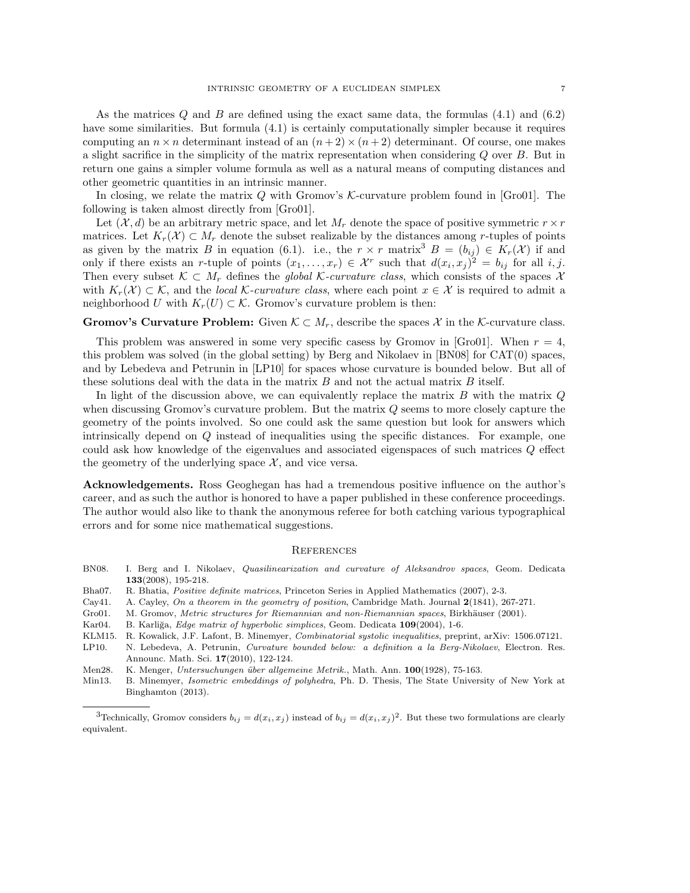As the matrices $Q$ and $B$ are defined using the exact same data, the formulas (4.1) and (6.2) have some similarities. But formula (4.1) is certainly computationally simpler because it requires computing an $n \times n$ determinant instead of an $(n+2) \times (n+2)$ determinant. Of course, one makes a slight sacrifice in the simplicity of the matrix representation when considering $Q$ over $B$. But in return one gains a simpler volume formula as well as a natural means of computing distances and other geometric quantities in an intrinsic manner.

In closing, we relate the matrix $Q$ with Gromov's $\mathcal{K}$-curvature problem found in [Gro01]. The following is taken almost directly from [Gro01].

Let $(\mathcal{X}, d)$ be an arbitrary metric space, and let $M_r$ denote the space of positive symmetric $r \times r$ matrices. Let $K_r(\mathcal{X}) \subset M_r$ denote the subset realizable by the distances among $r$-tuples of points as given by the matrix $B$ in equation (6.1). i.e., the $r \times r$ matrix[3] $B = (b_{ij}) \in K_r(\mathcal{X})$ if and only if there exists an $r$-tuple of points $(x_1, \ldots, x_r) \in \mathcal{X}^r$ such that $d(x_i, x_j)^2 = b_{ij}$ for all $i, j$. Then every subset $\mathcal{K} \subset M_r$ defines the *global $\mathcal{K}$-curvature class*, which consists of the spaces $\mathcal{X}$ with $K_r(\mathcal{X}) \subset \mathcal{K}$, and the *local $\mathcal{K}$-curvature class*, where each point $x \in \mathcal{X}$ is required to admit a neighborhood $U$ with $K_r(U) \subset \mathcal{K}$. Gromov's curvature problem is then:

**Gromov's Curvature Problem:** Given $\mathcal{K} \subset M_r$, describe the spaces $\mathcal{X}$ in the $\mathcal{K}$-curvature class.

This problem was answered in some very specific casess by Gromov in [Gro01]. When $r = 4$, this problem was solved (in the global setting) by Berg and Nikolaev in [BN08] for CAT(0) spaces, and by Lebedeva and Petrunin in [LP10] for spaces whose curvature is bounded below. But all of these solutions deal with the data in the matrix $B$ and not the actual matrix $B$ itself.

In light of the discussion above, we can equivalently replace the matrix $B$ with the matrix $Q$ when discussing Gromov's curvature problem. But the matrix $Q$ seems to more closely capture the geometry of the points involved. So one could ask the same question but look for answers which intrinsically depend on $Q$ instead of inequalities using the specific distances. For example, one could ask how knowledge of the eigenvalues and associated eigenspaces of such matrices $Q$ effect the geometry of the underlying space $\mathcal{X}$, and vice versa.

**Acknowledgements.** Ross Geoghegan has had a tremendous positive influence on the author's career, and as such the author is honored to have a paper published in these conference proceedings. The author would also like to thank the anonymous referee for both catching various typographical errors and for some nice mathematical suggestions.

## References

- BN08. I. Berg and I. Nikolaev, *Quasilinearization and curvature of Aleksandrov spaces*, Geom. Dedicata **133**(2008), 195-218.
- Bha07. R. Bhatia, *Positive definite matrices*, Princeton Series in Applied Mathematics (2007), 2-3.
- Cay41. A. Cayley, *On a theorem in the geometry of position*, Cambridge Math. Journal **2**(1841), 267-271.
- Gro01. M. Gromov, *Metric structures for Riemannian and non-Riemannian spaces*, Birkhäuser (2001).
- Kar04. B. Karliğa, *Edge matrix of hyperbolic simplices*, Geom. Dedicata **109**(2004), 1-6.
- KLM15. R. Kowalick, J.F. Lafont, B. Minemyer, *Combinatorial systolic inequalities*, preprint, arXiv: 1506.07121.
- LP10. N. Lebedeva, A. Petrunin, *Curvature bounded below: a definition a la Berg-Nikolaev*, Electron. Res. Announc. Math. Sci. **17**(2010), 122-124.
- Men28. K. Menger, *Untersuchungen über allgemeine Metrik.*, Math. Ann. **100**(1928), 75-163.
- Min13. B. Minemyer, *Isometric embeddings of polyhedra*, Ph. D. Thesis, The State University of New York at Binghamton (2013).

[3] Technically, Gromov considers $b_{ij} = d(x_i, x_j)$ instead of $b_{ij} = d(x_i, x_j)^2$. But these two formulations are clearly equivalent.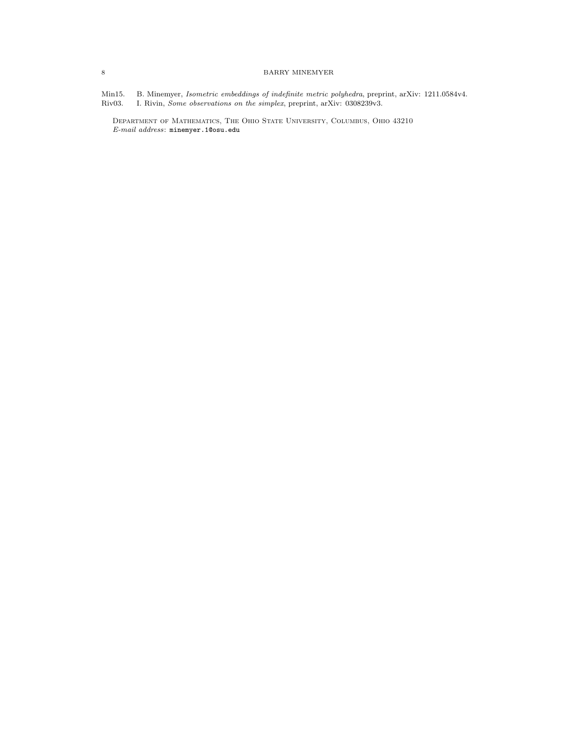Min15. B. Minemyer, *Isometric embeddings of indefinite metric polyhedra*, preprint, arXiv: 1211.0584v4.

Riv03. I. Rivin, *Some observations on the simplex*, preprint, arXiv: 0308239v3.

Department of Mathematics, The Ohio State University, Columbus, Ohio 43210

*E-mail address*: `minemyer.1@osu.edu`